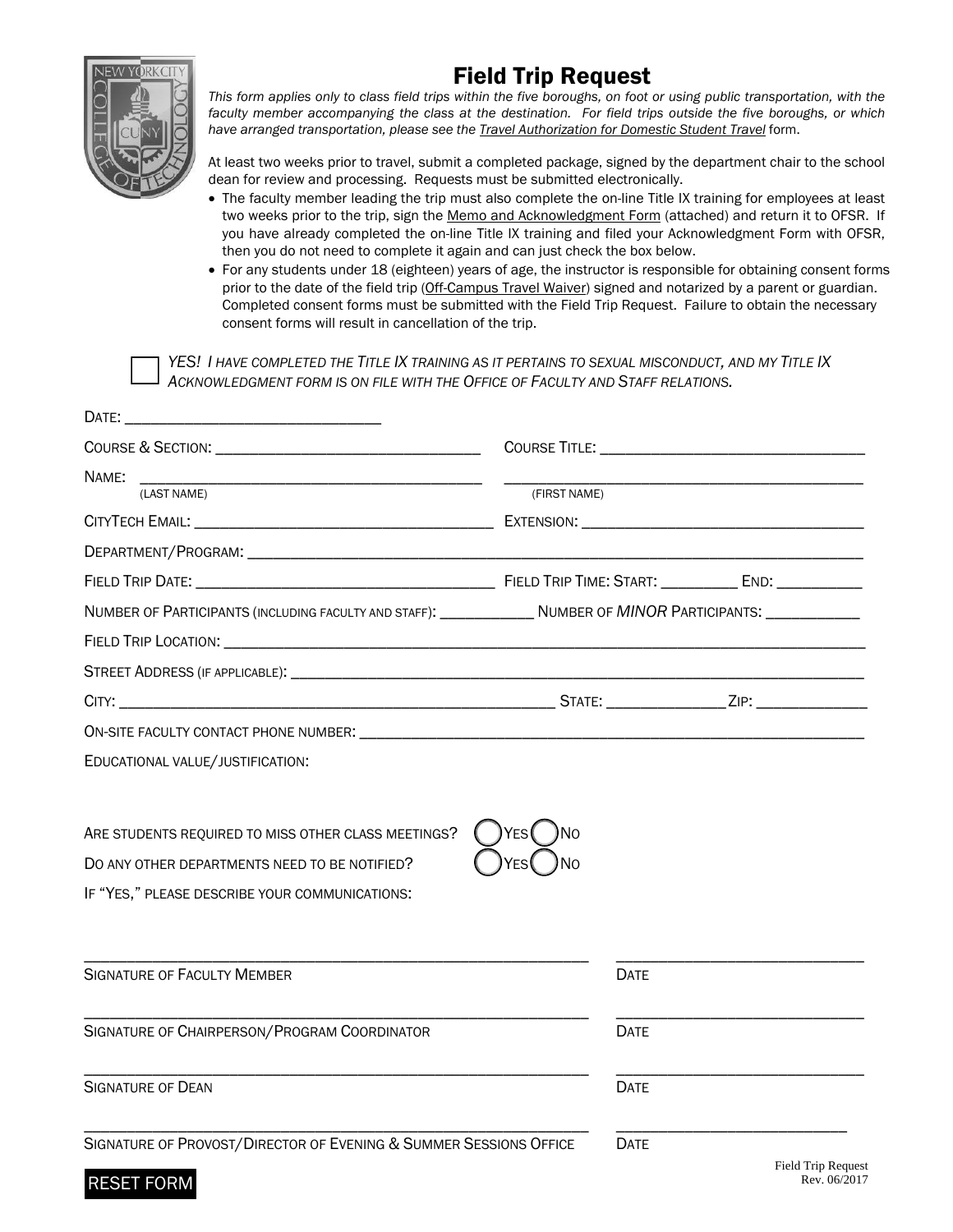# Field Trip Request

*This form applies only to class field trips within the five boroughs, on foot or using public transportation, with the faculty member accompanying the class at the destination. For field trips outside the five boroughs, or which have arranged transportation, please see the Travel Authorization for Domestic Student Travel form.*

At least two weeks prior to travel, submit a completed package, signed by the department chair to the school dean for review and processing. Requests must be submitted electronically.

- The faculty member leading the trip must also complete the on-line Title IX training for employees at least two weeks prior to the trip, sign the Memo and Acknowledgment Form (attached) and return it to OFSR. If you have already completed the on-line Title IX training and filed your Acknowledgment Form with OFSR, then you do not need to complete it again and can just check the box below.
- For any students under 18 (eighteen) years of age, the instructor is responsible for obtaining consent forms prior to the date of the field trip (Off-Campus Travel Waiver) signed and notarized by a parent or guardian. Completed consent forms must be submitted with the Field Trip Request. Failure to obtain the necessary consent forms will result in cancellation of the trip.

☐ *YES! I HAVE COMPLETED THE TITLE IX TRAINING AS IT PERTAINS TO SEXUAL MISCONDUCT, AND MY TITLE IX ACKNOWLEDGMENT FORM IS ON FILE WITH THE OFFICE OF FACULTY AND STAFF RELATIONS.*

DATE: ______________________________

COURSE & SECTION: ______________________________ COURSE TITLE: ______________________________

NAME: ______________________________ ______________________________
(LAST NAME) (FIRST NAME)

CITYTECH EMAIL: ______________________________ EXTENSION: ______________________________

DEPARTMENT/PROGRAM: ______________________________

FIELD TRIP DATE: ______________________________ FIELD TRIP TIME: START: _________ END: __________

NUMBER OF PARTICIPANTS (INCLUDING FACULTY AND STAFF): ___________ NUMBER OF *MINOR* PARTICIPANTS: ___________

FIELD TRIP LOCATION: ______________________________

STREET ADDRESS (IF APPLICABLE): ______________________________

CITY: ______________________________ STATE: ______________ ZIP: _____________

ON-SITE FACULTY CONTACT PHONE NUMBER: ______________________________

EDUCATIONAL VALUE/JUSTIFICATION:

ARE STUDENTS REQUIRED TO MISS OTHER CLASS MEETINGS? ◯ YES ◯ NO

DO ANY OTHER DEPARTMENTS NEED TO BE NOTIFIED? ◯ YES ◯ NO

IF "YES," PLEASE DESCRIBE YOUR COMMUNICATIONS:

______________________________ ______________________________
SIGNATURE OF FACULTY MEMBER DATE

______________________________ ______________________________
SIGNATURE OF CHAIRPERSON/PROGRAM COORDINATOR DATE

______________________________ ______________________________
SIGNATURE OF DEAN DATE

______________________________ ______________________________
SIGNATURE OF PROVOST/DIRECTOR OF EVENING & SUMMER SESSIONS OFFICE DATE

RESET FORM

Field Trip Request
Rev. 06/2017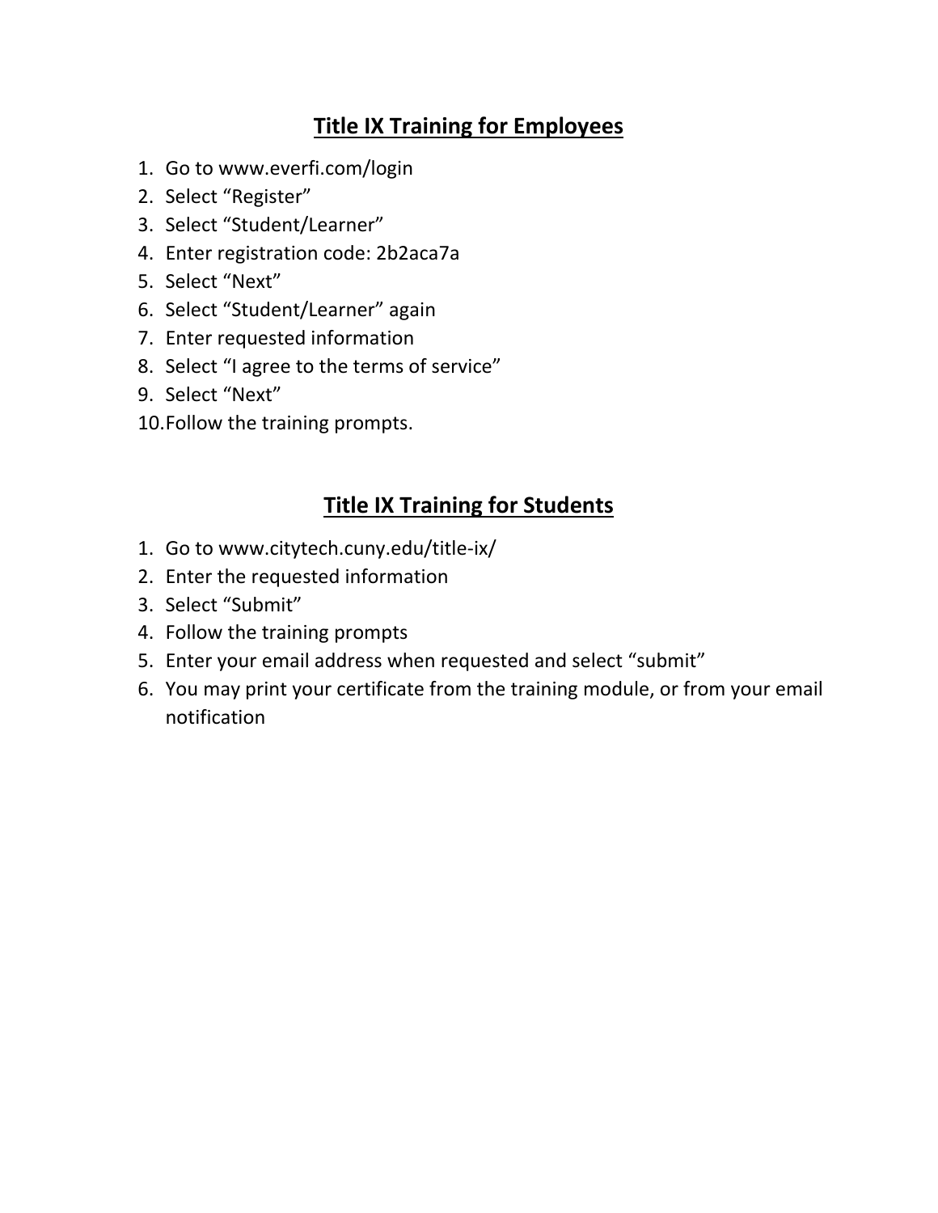## Title IX Training for Employees

1. Go to www.everfi.com/login
2. Select “Register”
3. Select “Student/Learner”
4. Enter registration code: 2b2aca7a
5. Select “Next”
6. Select “Student/Learner” again
7. Enter requested information
8. Select “I agree to the terms of service”
9. Select “Next”
10. Follow the training prompts.

## Title IX Training for Students

1. Go to www.citytech.cuny.edu/title-ix/
2. Enter the requested information
3. Select “Submit”
4. Follow the training prompts
5. Enter your email address when requested and select “submit”
6. You may print your certificate from the training module, or from your email notification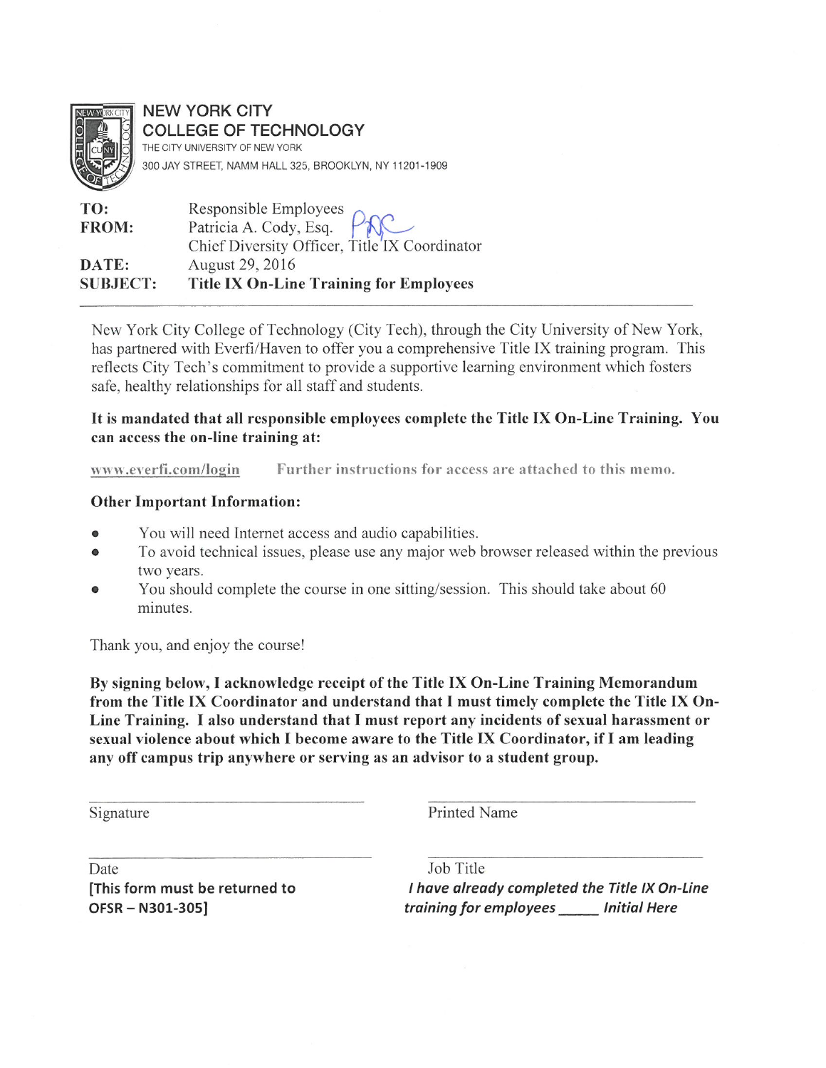# NEW YORK CITY COLLEGE OF TECHNOLOGY

THE CITY UNIVERSITY OF NEW YORK
300 JAY STREET, NAMM HALL 325, BROOKLYN, NY 11201-1909

**TO:** Responsible Employees
**FROM:** Patricia A. Cody, Esq.
Chief Diversity Officer, Title IX Coordinator
**DATE:** August 29, 2016
**SUBJECT:** **Title IX On-Line Training for Employees**

---

New York City College of Technology (City Tech), through the City University of New York, has partnered with Everfi/Haven to offer you a comprehensive Title IX training program. This reflects City Tech's commitment to provide a supportive learning environment which fosters safe, healthy relationships for all staff and students.

**It is mandated that all responsible employees complete the Title IX On-Line Training. You can access the on-line training at:**

www.everfi.com/login    Further instructions for access are attached to this memo.

**Other Important Information:**

- You will need Internet access and audio capabilities.
- To avoid technical issues, please use any major web browser released within the previous two years.
- You should complete the course in one sitting/session. This should take about 60 minutes.

Thank you, and enjoy the course!

**By signing below, I acknowledge receipt of the Title IX On-Line Training Memorandum from the Title IX Coordinator and understand that I must timely complete the Title IX On-Line Training. I also understand that I must report any incidents of sexual harassment or sexual violence about which I become aware to the Title IX Coordinator, if I am leading any off campus trip anywhere or serving as an advisor to a student group.**

______________________________ Signature

______________________________ Printed Name

______________________________ Date

______________________________ Job Title

**[This form must be returned to OFSR – N301-305]**

***I have already completed the Title IX On-Line training for employees _____ Initial Here***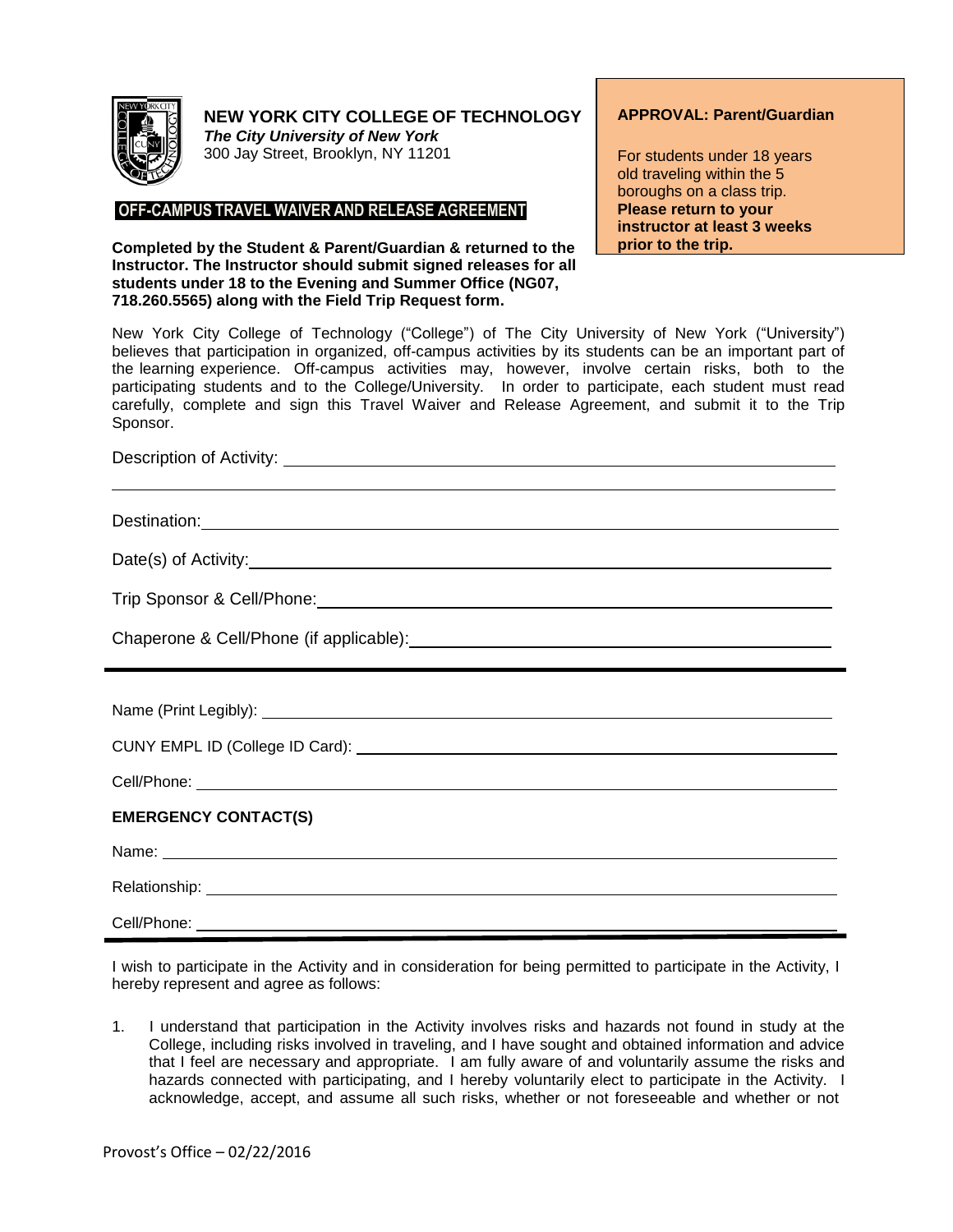**NEW YORK CITY COLLEGE OF TECHNOLOGY**
***The City University of New York***
300 Jay Street, Brooklyn, NY 11201

**APPROVAL: Parent/Guardian**

For students under 18 years old traveling within the 5 boroughs on a class trip. **Please return to your instructor at least 3 weeks prior to the trip.**

## OFF-CAMPUS TRAVEL WAIVER AND RELEASE AGREEMENT

**Completed by the Student & Parent/Guardian & returned to the Instructor. The Instructor should submit signed releases for all students under 18 to the Evening and Summer Office (NG07, 718.260.5565) along with the Field Trip Request form.**

New York City College of Technology ("College") of The City University of New York ("University") believes that participation in organized, off-campus activities by its students can be an important part of the learning experience. Off-campus activities may, however, involve certain risks, both to the participating students and to the College/University. In order to participate, each student must read carefully, complete and sign this Travel Waiver and Release Agreement, and submit it to the Trip Sponsor.

Description of Activity: ______________________________________________

______________________________________________

Destination: ______________________________________________

Date(s) of Activity: ______________________________________________

Trip Sponsor & Cell/Phone: ______________________________________________

Chaperone & Cell/Phone (if applicable): ______________________________________________

---

Name (Print Legibly): ______________________________________________

CUNY EMPL ID (College ID Card): ______________________________________________

Cell/Phone: ______________________________________________

**EMERGENCY CONTACT(S)**

Name: ______________________________________________

Relationship: ______________________________________________

Cell/Phone: ______________________________________________

---

I wish to participate in the Activity and in consideration for being permitted to participate in the Activity, I hereby represent and agree as follows:

1. I understand that participation in the Activity involves risks and hazards not found in study at the College, including risks involved in traveling, and I have sought and obtained information and advice that I feel are necessary and appropriate. I am fully aware of and voluntarily assume the risks and hazards connected with participating, and I hereby voluntarily elect to participate in the Activity. I acknowledge, accept, and assume all such risks, whether or not foreseeable and whether or not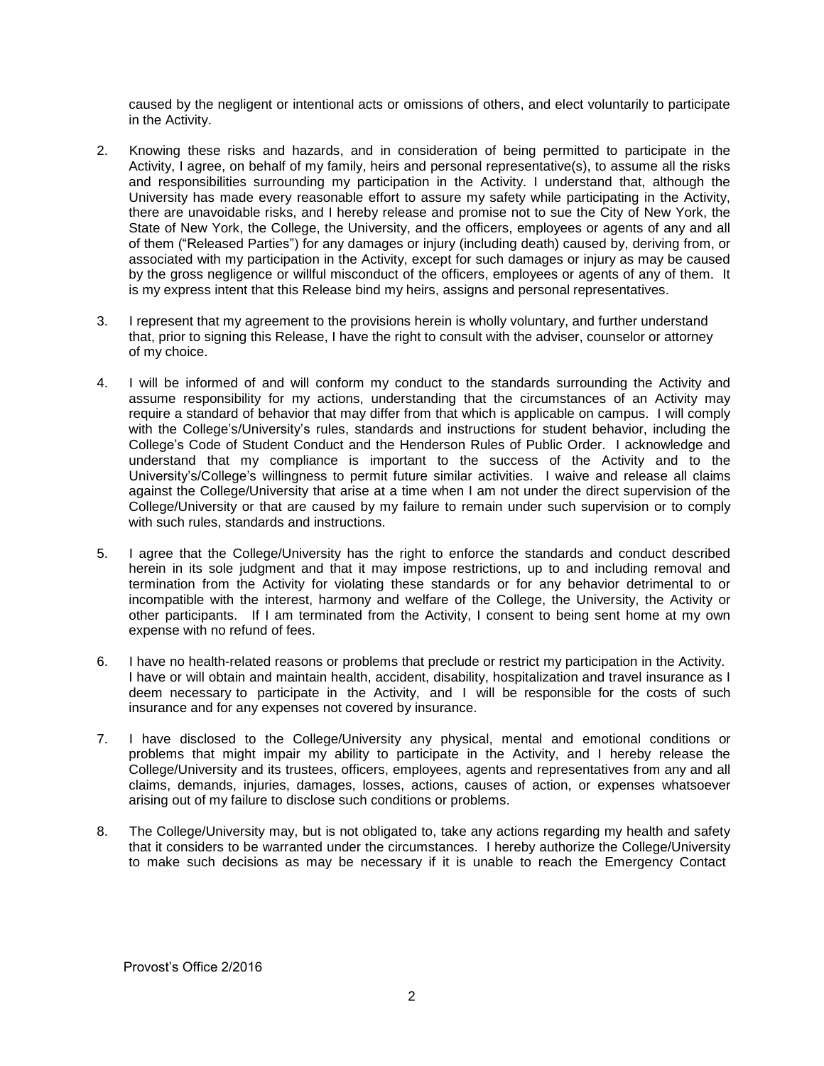caused by the negligent or intentional acts or omissions of others, and elect voluntarily to participate in the Activity.

2. Knowing these risks and hazards, and in consideration of being permitted to participate in the Activity, I agree, on behalf of my family, heirs and personal representative(s), to assume all the risks and responsibilities surrounding my participation in the Activity. I understand that, although the University has made every reasonable effort to assure my safety while participating in the Activity, there are unavoidable risks, and I hereby release and promise not to sue the City of New York, the State of New York, the College, the University, and the officers, employees or agents of any and all of them ("Released Parties") for any damages or injury (including death) caused by, deriving from, or associated with my participation in the Activity, except for such damages or injury as may be caused by the gross negligence or willful misconduct of the officers, employees or agents of any of them. It is my express intent that this Release bind my heirs, assigns and personal representatives.

3. I represent that my agreement to the provisions herein is wholly voluntary, and further understand that, prior to signing this Release, I have the right to consult with the adviser, counselor or attorney of my choice.

4. I will be informed of and will conform my conduct to the standards surrounding the Activity and assume responsibility for my actions, understanding that the circumstances of an Activity may require a standard of behavior that may differ from that which is applicable on campus. I will comply with the College's/University's rules, standards and instructions for student behavior, including the College's Code of Student Conduct and the Henderson Rules of Public Order. I acknowledge and understand that my compliance is important to the success of the Activity and to the University's/College's willingness to permit future similar activities. I waive and release all claims against the College/University that arise at a time when I am not under the direct supervision of the College/University or that are caused by my failure to remain under such supervision or to comply with such rules, standards and instructions.

5. I agree that the College/University has the right to enforce the standards and conduct described herein in its sole judgment and that it may impose restrictions, up to and including removal and termination from the Activity for violating these standards or for any behavior detrimental to or incompatible with the interest, harmony and welfare of the College, the University, the Activity or other participants. If I am terminated from the Activity, I consent to being sent home at my own expense with no refund of fees.

6. I have no health-related reasons or problems that preclude or restrict my participation in the Activity. I have or will obtain and maintain health, accident, disability, hospitalization and travel insurance as I deem necessary to participate in the Activity, and I will be responsible for the costs of such insurance and for any expenses not covered by insurance.

7. I have disclosed to the College/University any physical, mental and emotional conditions or problems that might impair my ability to participate in the Activity, and I hereby release the College/University and its trustees, officers, employees, agents and representatives from any and all claims, demands, injuries, damages, losses, actions, causes of action, or expenses whatsoever arising out of my failure to disclose such conditions or problems.

8. The College/University may, but is not obligated to, take any actions regarding my health and safety that it considers to be warranted under the circumstances. I hereby authorize the College/University to make such decisions as may be necessary if it is unable to reach the Emergency Contact

Provost's Office 2/2016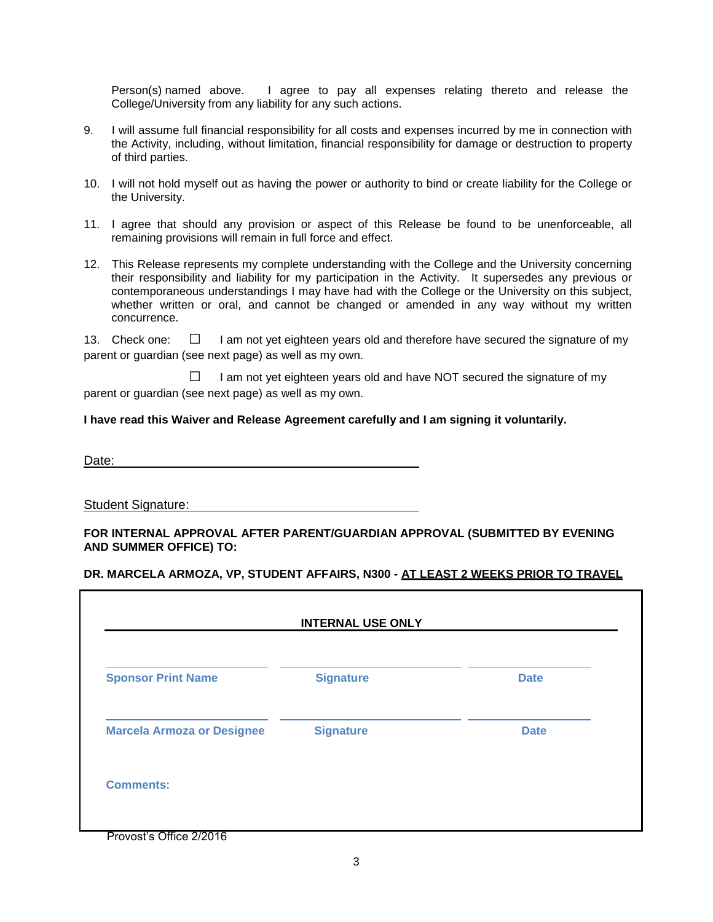Person(s) named above. I agree to pay all expenses relating thereto and release the College/University from any liability for any such actions.

9. I will assume full financial responsibility for all costs and expenses incurred by me in connection with the Activity, including, without limitation, financial responsibility for damage or destruction to property of third parties.

10. I will not hold myself out as having the power or authority to bind or create liability for the College or the University.

11. I agree that should any provision or aspect of this Release be found to be unenforceable, all remaining provisions will remain in full force and effect.

12. This Release represents my complete understanding with the College and the University concerning their responsibility and liability for my participation in the Activity. It supersedes any previous or contemporaneous understandings I may have had with the College or the University on this subject, whether written or oral, and cannot be changed or amended in any way without my written concurrence.

13. Check one: ☐ I am not yet eighteen years old and therefore have secured the signature of my parent or guardian (see next page) as well as my own.

☐ I am not yet eighteen years old and have NOT secured the signature of my parent or guardian (see next page) as well as my own.

**I have read this Waiver and Release Agreement carefully and I am signing it voluntarily.**

Date: ______________________________________________

Student Signature: ______________________________________

**FOR INTERNAL APPROVAL AFTER PARENT/GUARDIAN APPROVAL (SUBMITTED BY EVENING AND SUMMER OFFICE) TO:**

**DR. MARCELA ARMOZA, VP, STUDENT AFFAIRS, N300 - <u>AT LEAST 2 WEEKS PRIOR TO TRAVEL</u>**

**INTERNAL USE ONLY**

| | | |
|---|---|---|
| **Sponsor Print Name** | **Signature** | **Date** |
| **Marcela Armoza or Designee** | **Signature** | **Date** |

**Comments:**

Provost's Office 2/2016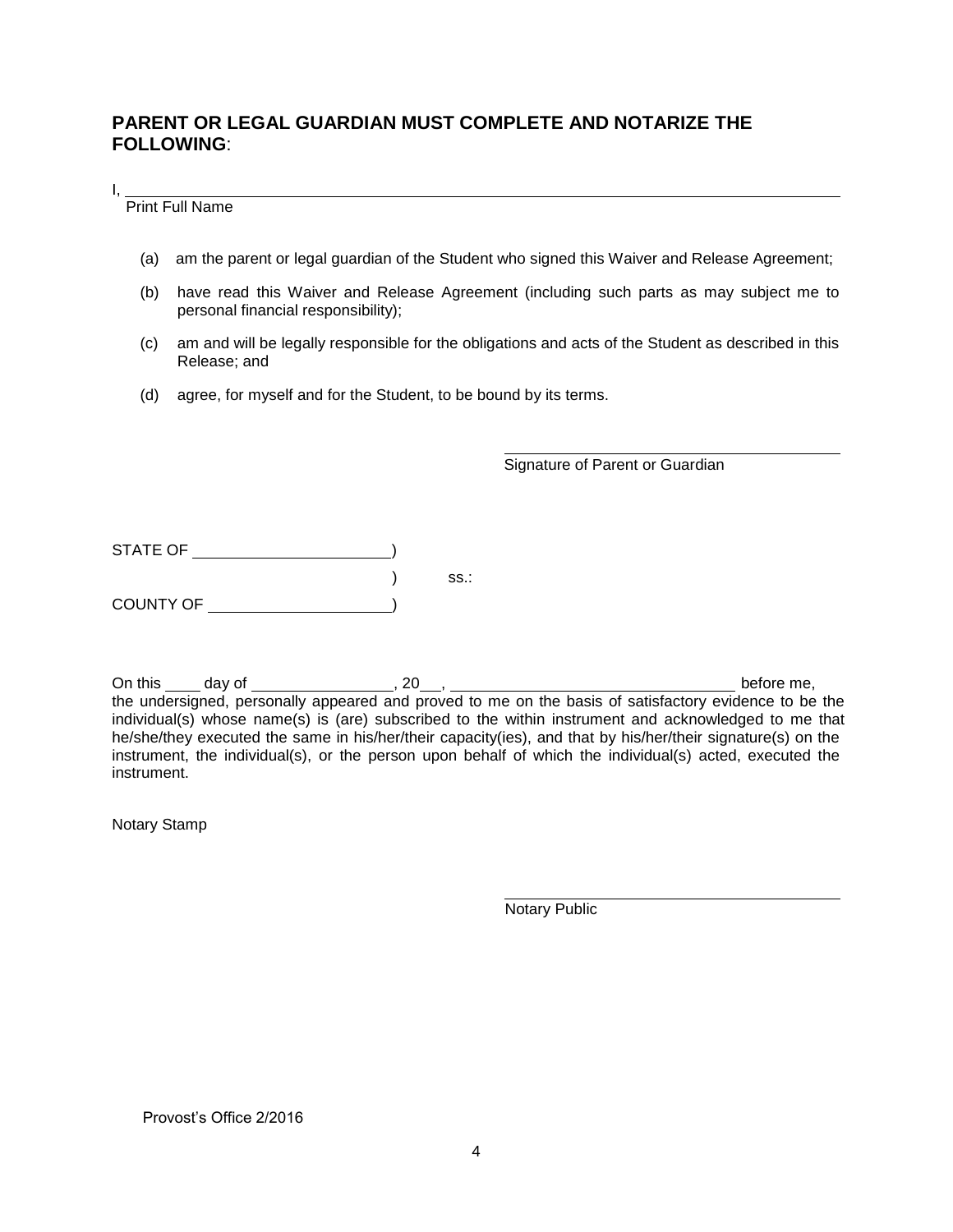## PARENT OR LEGAL GUARDIAN MUST COMPLETE AND NOTARIZE THE FOLLOWING:

I, ______________________________________________________________________________
Print Full Name

(a) am the parent or legal guardian of the Student who signed this Waiver and Release Agreement;

(b) have read this Waiver and Release Agreement (including such parts as may subject me to personal financial responsibility);

(c) am and will be legally responsible for the obligations and acts of the Student as described in this Release; and

(d) agree, for myself and for the Student, to be bound by its terms.

______________________________________
Signature of Parent or Guardian

STATE OF ______________________)
)          ss.:
COUNTY OF ____________________)

On this ____ day of ________________, 20__, ________________________________ before me, the undersigned, personally appeared and proved to me on the basis of satisfactory evidence to be the individual(s) whose name(s) is (are) subscribed to the within instrument and acknowledged to me that he/she/they executed the same in his/her/their capacity(ies), and that by his/her/their signature(s) on the instrument, the individual(s), or the person upon behalf of which the individual(s) acted, executed the instrument.

Notary Stamp

______________________________________
Notary Public

Provost's Office 2/2016